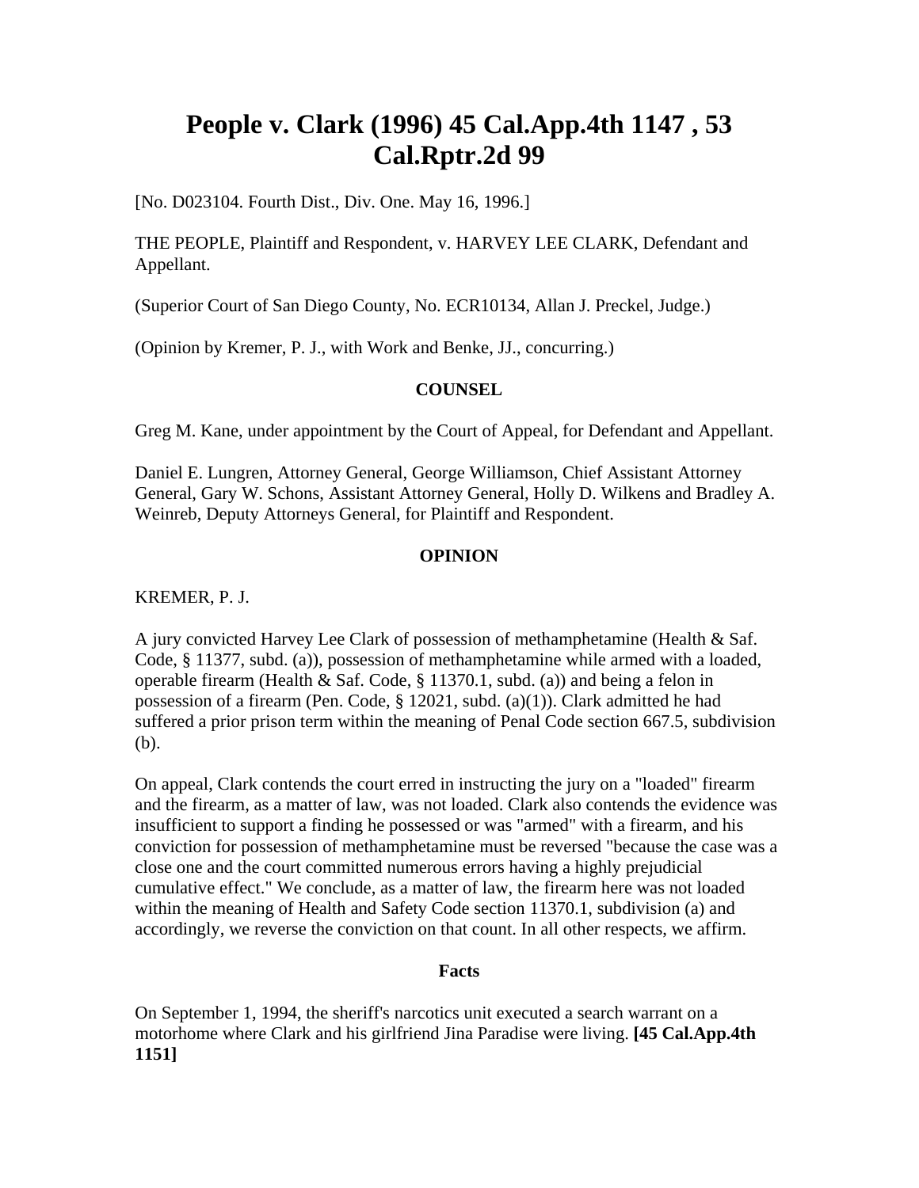# People v. Clark (1996) 45 Cal.App.4th 1147 , 53 Cal.Rptr.2d 99

[No. D023104. Fourth Dist., Div. One. May 16, 1996.]

THE PEOPLE, Plaintiff and Respondent, v. HARVEY LEE CLARK, Defendant and Appellant.

(Superior Court of San Diego County, No. ECR10134, Allan J. Preckel, Judge.)

(Opinion by Kremer, P. J., with Work and Benke, JJ., concurring.)

### COUNSEL

Greg M. Kane, under appointment by the Court of Appeal, for Defendant and Appellant.

Daniel E. Lungren, Attorney General, George Williamson, Chief Assistant Attorney General, Gary W. Schons, Assistant Attorney General, Holly D. Wilkens and Bradley A. Weinreb, Deputy Attorneys General, for Plaintiff and Respondent.

### OPINION

KREMER, P. J.

A jury convicted Harvey Lee Clark of possession of methamphetamine (Health & Saf. Code, § 11377, subd. (a)), possession of methamphetamine while armed with a loaded, operable firearm (Health & Saf. Code, § 11370.1, subd. (a)) and being a felon in possession of a firearm (Pen. Code, § 12021, subd. (a)(1)). Clark admitted he had suffered a prior prison term within the meaning of Penal Code section 667.5, subdivision (b).

On appeal, Clark contends the court erred in instructing the jury on a "loaded" firearm and the firearm, as a matter of law, was not loaded. Clark also contends the evidence was insufficient to support a finding he possessed or was "armed" with a firearm, and his conviction for possession of methamphetamine must be reversed "because the case was a close one and the court committed numerous errors having a highly prejudicial cumulative effect." We conclude, as a matter of law, the firearm here was not loaded within the meaning of Health and Safety Code section 11370.1, subdivision (a) and accordingly, we reverse the conviction on that count. In all other respects, we affirm.

#### Facts

On September 1, 1994, the sheriff's narcotics unit executed a search warrant on a motorhome where Clark and his girlfriend Jina Paradise were living. **[45 Cal.App.4th 1151]**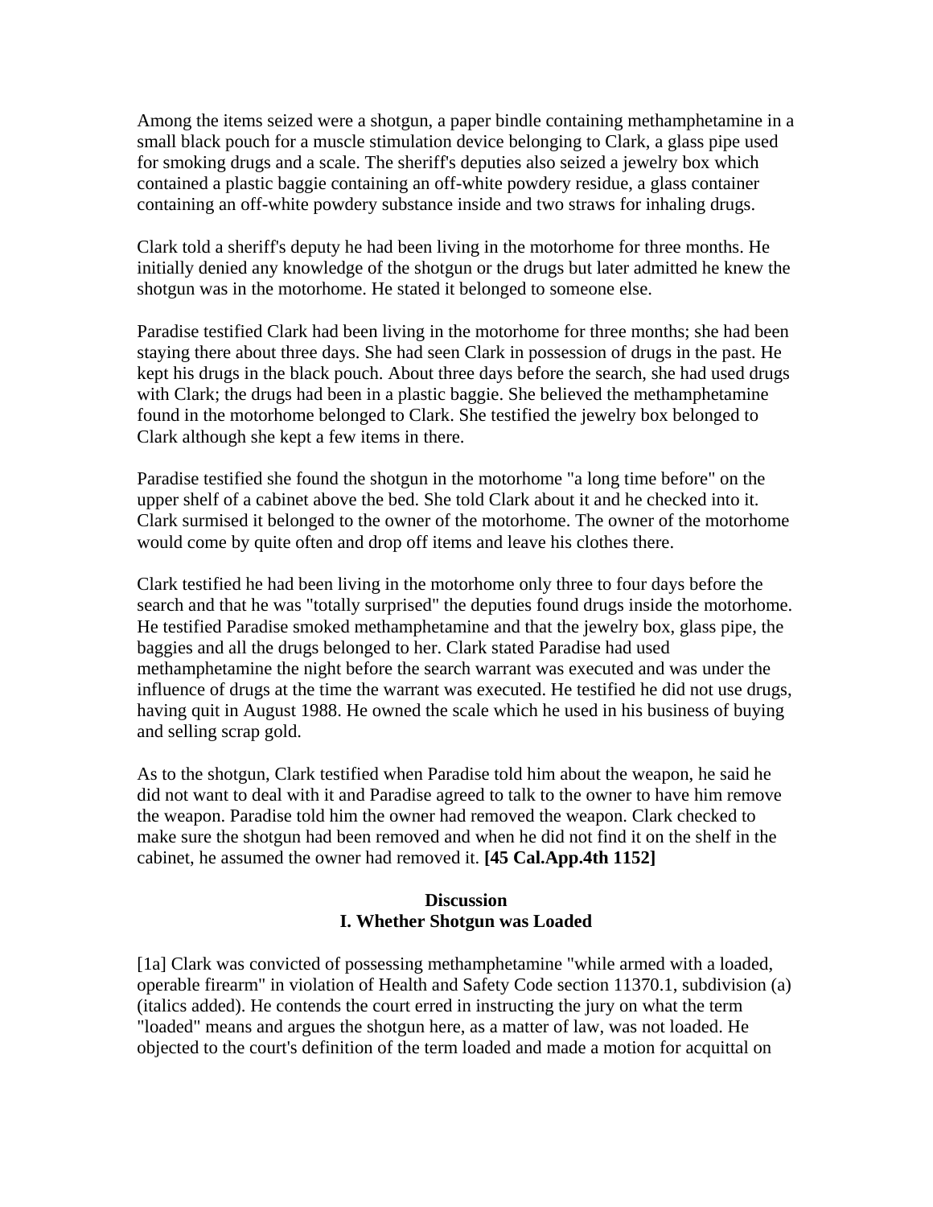Among the items seized were a shotgun, a paper bindle containing methamphetamine in a small black pouch for a muscle stimulation device belonging to Clark, a glass pipe used for smoking drugs and a scale. The sheriff's deputies also seized a jewelry box which contained a plastic baggie containing an off-white powdery residue, a glass container containing an off-white powdery substance inside and two straws for inhaling drugs.

Clark told a sheriff's deputy he had been living in the motorhome for three months. He initially denied any knowledge of the shotgun or the drugs but later admitted he knew the shotgun was in the motorhome. He stated it belonged to someone else.

Paradise testified Clark had been living in the motorhome for three months; she had been staying there about three days. She had seen Clark in possession of drugs in the past. He kept his drugs in the black pouch. About three days before the search, she had used drugs with Clark; the drugs had been in a plastic baggie. She believed the methamphetamine found in the motorhome belonged to Clark. She testified the jewelry box belonged to Clark although she kept a few items in there.

Paradise testified she found the shotgun in the motorhome "a long time before" on the upper shelf of a cabinet above the bed. She told Clark about it and he checked into it. Clark surmised it belonged to the owner of the motorhome. The owner of the motorhome would come by quite often and drop off items and leave his clothes there.

Clark testified he had been living in the motorhome only three to four days before the search and that he was "totally surprised" the deputies found drugs inside the motorhome. He testified Paradise smoked methamphetamine and that the jewelry box, glass pipe, the baggies and all the drugs belonged to her. Clark stated Paradise had used methamphetamine the night before the search warrant was executed and was under the influence of drugs at the time the warrant was executed. He testified he did not use drugs, having quit in August 1988. He owned the scale which he used in his business of buying and selling scrap gold.

As to the shotgun, Clark testified when Paradise told him about the weapon, he said he did not want to deal with it and Paradise agreed to talk to the owner to have him remove the weapon. Paradise told him the owner had removed the weapon. Clark checked to make sure the shotgun had been removed and when he did not find it on the shelf in the cabinet, he assumed the owner had removed it. **[45 Cal.App.4th 1152]**

## Discussion

### I. Whether Shotgun was Loaded

[1a] Clark was convicted of possessing methamphetamine "while armed with a loaded, operable firearm" in violation of Health and Safety Code section 11370.1, subdivision (a) (italics added). He contends the court erred in instructing the jury on what the term "loaded" means and argues the shotgun here, as a matter of law, was not loaded. He objected to the court's definition of the term loaded and made a motion for acquittal on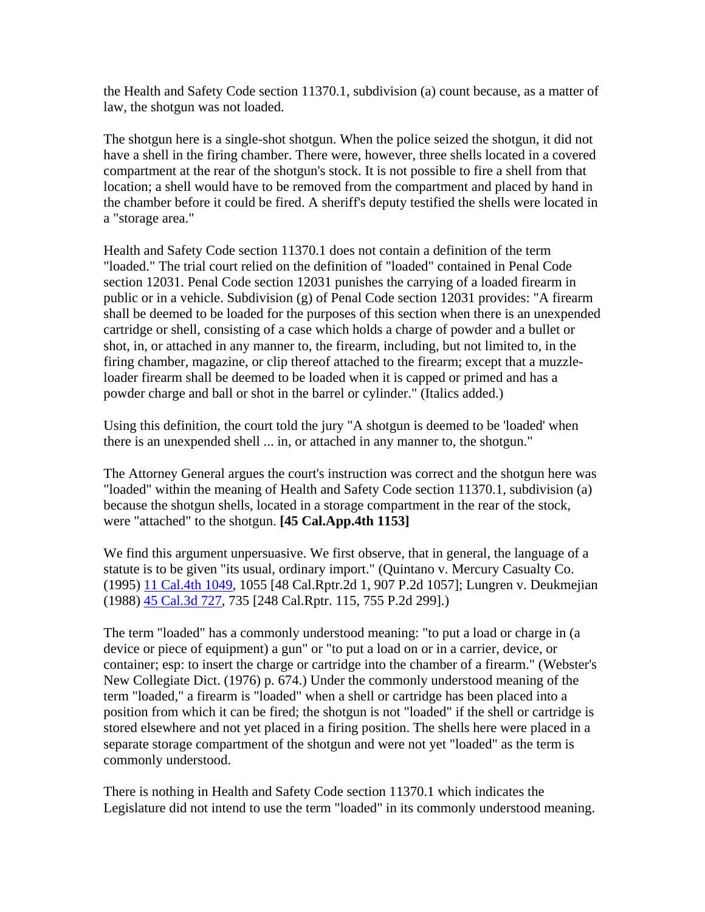the Health and Safety Code section 11370.1, subdivision (a) count because, as a matter of law, the shotgun was not loaded.

The shotgun here is a single-shot shotgun. When the police seized the shotgun, it did not have a shell in the firing chamber. There were, however, three shells located in a covered compartment at the rear of the shotgun's stock. It is not possible to fire a shell from that location; a shell would have to be removed from the compartment and placed by hand in the chamber before it could be fired. A sheriff's deputy testified the shells were located in a "storage area."

Health and Safety Code section 11370.1 does not contain a definition of the term "loaded." The trial court relied on the definition of "loaded" contained in Penal Code section 12031. Penal Code section 12031 punishes the carrying of a loaded firearm in public or in a vehicle. Subdivision (g) of Penal Code section 12031 provides: "A firearm shall be deemed to be loaded for the purposes of this section when there is an unexpended cartridge or shell, consisting of a case which holds a charge of powder and a bullet or shot, in, or attached in any manner to, the firearm, including, but not limited to, in the firing chamber, magazine, or clip thereof attached to the firearm; except that a muzzle-loader firearm shall be deemed to be loaded when it is capped or primed and has a powder charge and ball or shot in the barrel or cylinder." (Italics added.)

Using this definition, the court told the jury "A shotgun is deemed to be 'loaded' when there is an unexpended shell ... in, or attached in any manner to, the shotgun."

The Attorney General argues the court's instruction was correct and the shotgun here was "loaded" within the meaning of Health and Safety Code section 11370.1, subdivision (a) because the shotgun shells, located in a storage compartment in the rear of the stock, were "attached" to the shotgun. **[45 Cal.App.4th 1153]**

We find this argument unpersuasive. We first observe, that in general, the language of a statute is to be given "its usual, ordinary import." (Quintano v. Mercury Casualty Co. (1995) 11 Cal.4th 1049, 1055 [48 Cal.Rptr.2d 1, 907 P.2d 1057]; Lungren v. Deukmejian (1988) 45 Cal.3d 727, 735 [248 Cal.Rptr. 115, 755 P.2d 299].)

The term "loaded" has a commonly understood meaning: "to put a load or charge in (a device or piece of equipment) a gun" or "to put a load on or in a carrier, device, or container; esp: to insert the charge or cartridge into the chamber of a firearm." (Webster's New Collegiate Dict. (1976) p. 674.) Under the commonly understood meaning of the term "loaded," a firearm is "loaded" when a shell or cartridge has been placed into a position from which it can be fired; the shotgun is not "loaded" if the shell or cartridge is stored elsewhere and not yet placed in a firing position. The shells here were placed in a separate storage compartment of the shotgun and were not yet "loaded" as the term is commonly understood.

There is nothing in Health and Safety Code section 11370.1 which indicates the Legislature did not intend to use the term "loaded" in its commonly understood meaning.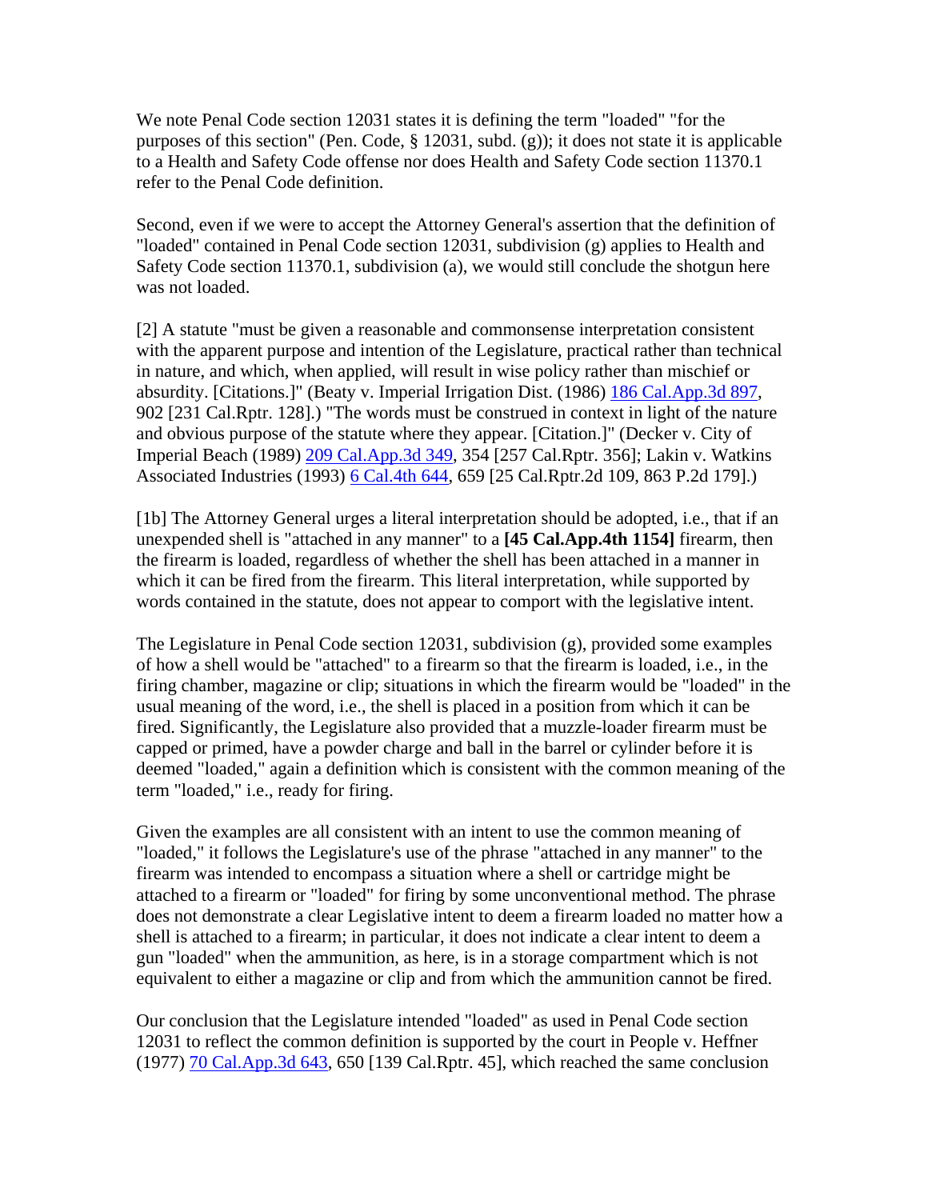We note Penal Code section 12031 states it is defining the term "loaded" "for the purposes of this section" (Pen. Code, § 12031, subd. (g)); it does not state it is applicable to a Health and Safety Code offense nor does Health and Safety Code section 11370.1 refer to the Penal Code definition.

Second, even if we were to accept the Attorney General's assertion that the definition of "loaded" contained in Penal Code section 12031, subdivision (g) applies to Health and Safety Code section 11370.1, subdivision (a), we would still conclude the shotgun here was not loaded.

[2] A statute "must be given a reasonable and commonsense interpretation consistent with the apparent purpose and intention of the Legislature, practical rather than technical in nature, and which, when applied, will result in wise policy rather than mischief or absurdity. [Citations.]" (Beaty v. Imperial Irrigation Dist. (1986) 186 Cal.App.3d 897, 902 [231 Cal.Rptr. 128].) "The words must be construed in context in light of the nature and obvious purpose of the statute where they appear. [Citation.]" (Decker v. City of Imperial Beach (1989) 209 Cal.App.3d 349, 354 [257 Cal.Rptr. 356]; Lakin v. Watkins Associated Industries (1993) 6 Cal.4th 644, 659 [25 Cal.Rptr.2d 109, 863 P.2d 179].)

[1b] The Attorney General urges a literal interpretation should be adopted, i.e., that if an unexpended shell is "attached in any manner" to a **[45 Cal.App.4th 1154]** firearm, then the firearm is loaded, regardless of whether the shell has been attached in a manner in which it can be fired from the firearm. This literal interpretation, while supported by words contained in the statute, does not appear to comport with the legislative intent.

The Legislature in Penal Code section 12031, subdivision (g), provided some examples of how a shell would be "attached" to a firearm so that the firearm is loaded, i.e., in the firing chamber, magazine or clip; situations in which the firearm would be "loaded" in the usual meaning of the word, i.e., the shell is placed in a position from which it can be fired. Significantly, the Legislature also provided that a muzzle-loader firearm must be capped or primed, have a powder charge and ball in the barrel or cylinder before it is deemed "loaded," again a definition which is consistent with the common meaning of the term "loaded," i.e., ready for firing.

Given the examples are all consistent with an intent to use the common meaning of "loaded," it follows the Legislature's use of the phrase "attached in any manner" to the firearm was intended to encompass a situation where a shell or cartridge might be attached to a firearm or "loaded" for firing by some unconventional method. The phrase does not demonstrate a clear Legislative intent to deem a firearm loaded no matter how a shell is attached to a firearm; in particular, it does not indicate a clear intent to deem a gun "loaded" when the ammunition, as here, is in a storage compartment which is not equivalent to either a magazine or clip and from which the ammunition cannot be fired.

Our conclusion that the Legislature intended "loaded" as used in Penal Code section 12031 to reflect the common definition is supported by the court in People v. Heffner (1977) 70 Cal.App.3d 643, 650 [139 Cal.Rptr. 45], which reached the same conclusion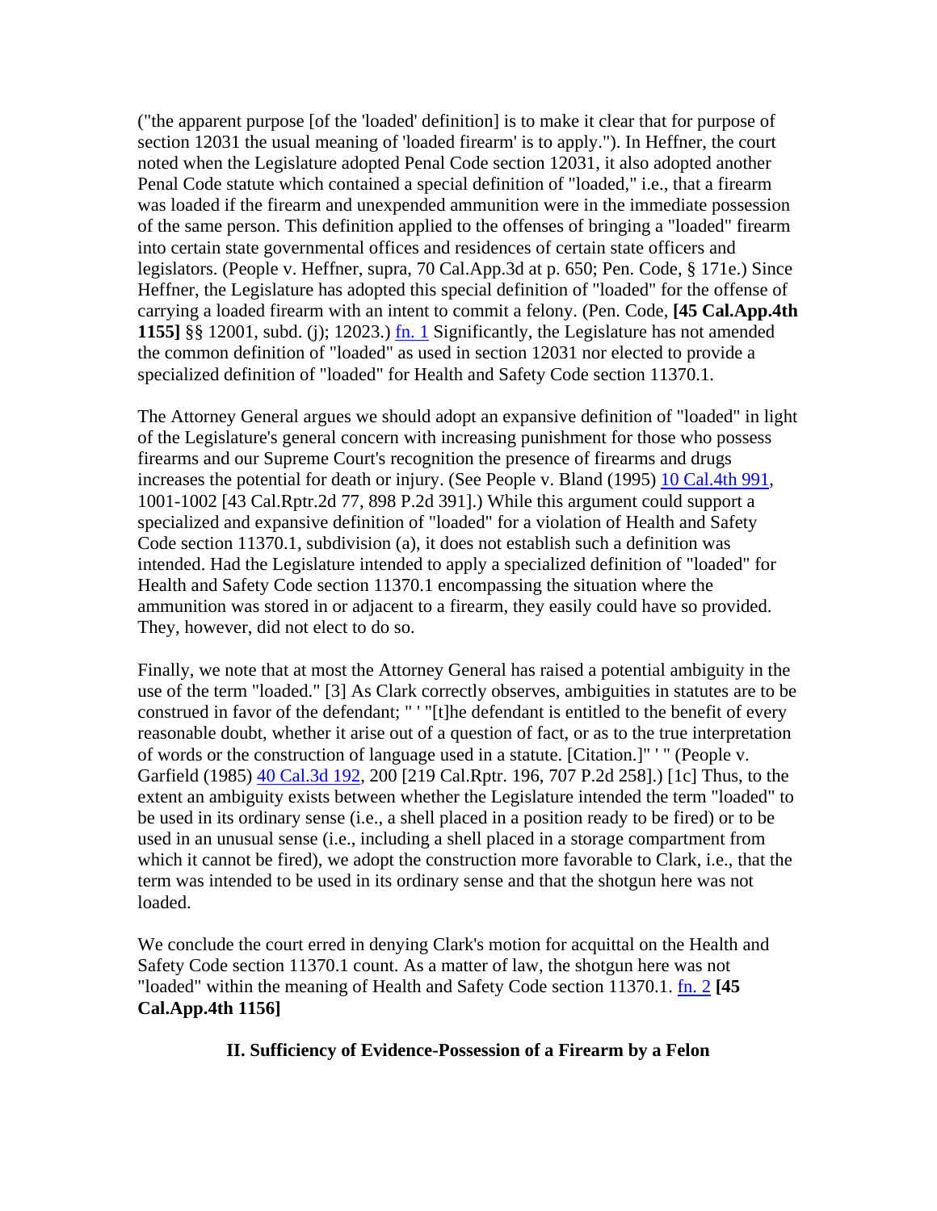("the apparent purpose [of the 'loaded' definition] is to make it clear that for purpose of section 12031 the usual meaning of 'loaded firearm' is to apply."). In Heffner, the court noted when the Legislature adopted Penal Code section 12031, it also adopted another Penal Code statute which contained a special definition of "loaded," i.e., that a firearm was loaded if the firearm and unexpended ammunition were in the immediate possession of the same person. This definition applied to the offenses of bringing a "loaded" firearm into certain state governmental offices and residences of certain state officers and legislators. (People v. Heffner, supra, 70 Cal.App.3d at p. 650; Pen. Code, § 171e.) Since Heffner, the Legislature has adopted this special definition of "loaded" for the offense of carrying a loaded firearm with an intent to commit a felony. (Pen. Code, **[45 Cal.App.4th 1155]** §§ 12001, subd. (j); 12023.) fn. 1 Significantly, the Legislature has not amended the common definition of "loaded" as used in section 12031 nor elected to provide a specialized definition of "loaded" for Health and Safety Code section 11370.1.

The Attorney General argues we should adopt an expansive definition of "loaded" in light of the Legislature's general concern with increasing punishment for those who possess firearms and our Supreme Court's recognition the presence of firearms and drugs increases the potential for death or injury. (See People v. Bland (1995) 10 Cal.4th 991, 1001-1002 [43 Cal.Rptr.2d 77, 898 P.2d 391].) While this argument could support a specialized and expansive definition of "loaded" for a violation of Health and Safety Code section 11370.1, subdivision (a), it does not establish such a definition was intended. Had the Legislature intended to apply a specialized definition of "loaded" for Health and Safety Code section 11370.1 encompassing the situation where the ammunition was stored in or adjacent to a firearm, they easily could have so provided. They, however, did not elect to do so.

Finally, we note that at most the Attorney General has raised a potential ambiguity in the use of the term "loaded." [3] As Clark correctly observes, ambiguities in statutes are to be construed in favor of the defendant; " ' "[t]he defendant is entitled to the benefit of every reasonable doubt, whether it arise out of a question of fact, or as to the true interpretation of words or the construction of language used in a statute. [Citation.]" ' " (People v. Garfield (1985) 40 Cal.3d 192, 200 [219 Cal.Rptr. 196, 707 P.2d 258].) [1c] Thus, to the extent an ambiguity exists between whether the Legislature intended the term "loaded" to be used in its ordinary sense (i.e., a shell placed in a position ready to be fired) or to be used in an unusual sense (i.e., including a shell placed in a storage compartment from which it cannot be fired), we adopt the construction more favorable to Clark, i.e., that the term was intended to be used in its ordinary sense and that the shotgun here was not loaded.

We conclude the court erred in denying Clark's motion for acquittal on the Health and Safety Code section 11370.1 count. As a matter of law, the shotgun here was not "loaded" within the meaning of Health and Safety Code section 11370.1. fn. 2 **[45 Cal.App.4th 1156]**

### II. Sufficiency of Evidence-Possession of a Firearm by a Felon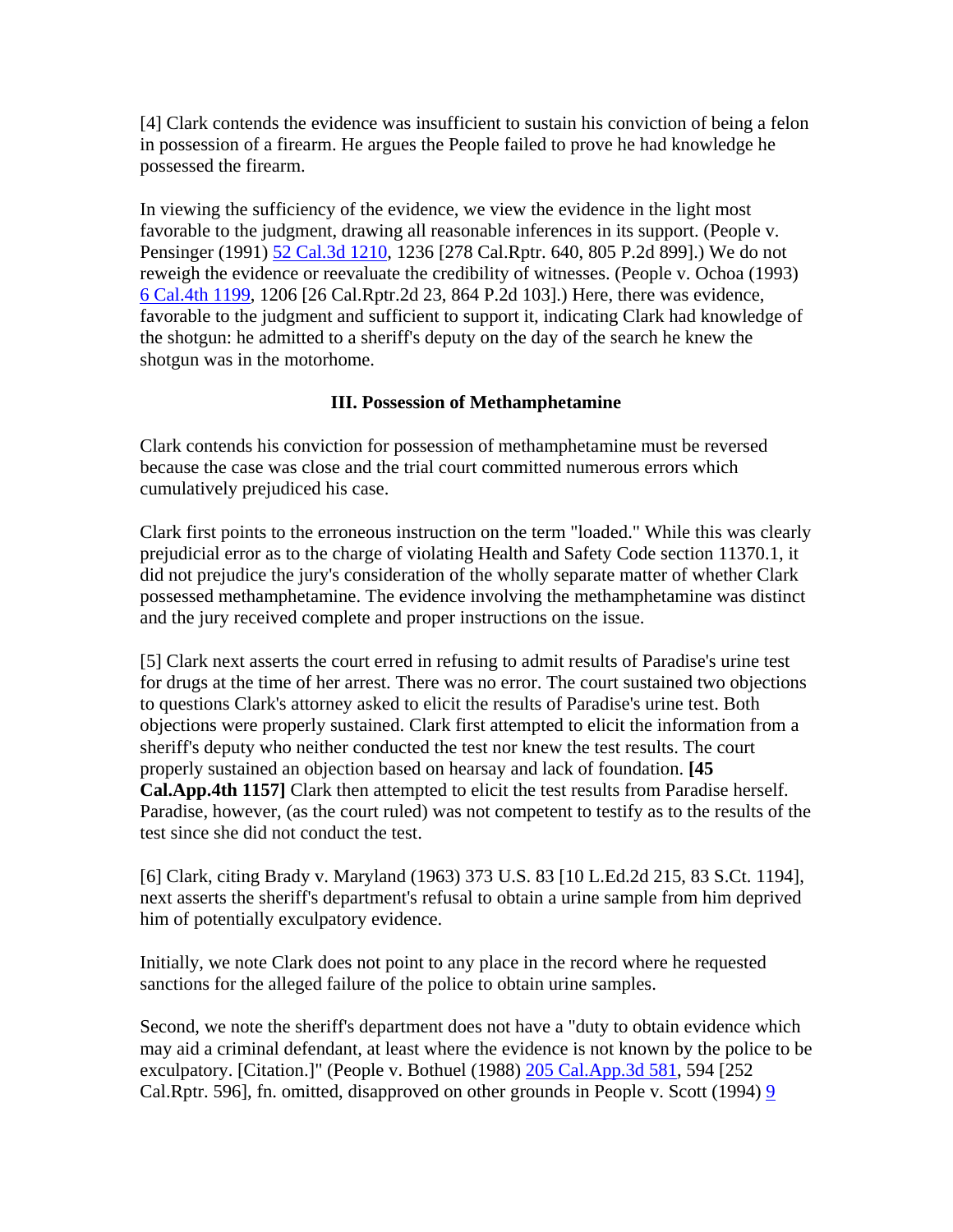[4] Clark contends the evidence was insufficient to sustain his conviction of being a felon in possession of a firearm. He argues the People failed to prove he had knowledge he possessed the firearm.

In viewing the sufficiency of the evidence, we view the evidence in the light most favorable to the judgment, drawing all reasonable inferences in its support. (People v. Pensinger (1991) 52 Cal.3d 1210, 1236 [278 Cal.Rptr. 640, 805 P.2d 899].) We do not reweigh the evidence or reevaluate the credibility of witnesses. (People v. Ochoa (1993) 6 Cal.4th 1199, 1206 [26 Cal.Rptr.2d 23, 864 P.2d 103].) Here, there was evidence, favorable to the judgment and sufficient to support it, indicating Clark had knowledge of the shotgun: he admitted to a sheriff's deputy on the day of the search he knew the shotgun was in the motorhome.

### III. Possession of Methamphetamine

Clark contends his conviction for possession of methamphetamine must be reversed because the case was close and the trial court committed numerous errors which cumulatively prejudiced his case.

Clark first points to the erroneous instruction on the term "loaded." While this was clearly prejudicial error as to the charge of violating Health and Safety Code section 11370.1, it did not prejudice the jury's consideration of the wholly separate matter of whether Clark possessed methamphetamine. The evidence involving the methamphetamine was distinct and the jury received complete and proper instructions on the issue.

[5] Clark next asserts the court erred in refusing to admit results of Paradise's urine test for drugs at the time of her arrest. There was no error. The court sustained two objections to questions Clark's attorney asked to elicit the results of Paradise's urine test. Both objections were properly sustained. Clark first attempted to elicit the information from a sheriff's deputy who neither conducted the test nor knew the test results. The court properly sustained an objection based on hearsay and lack of foundation. **[45 Cal.App.4th 1157]** Clark then attempted to elicit the test results from Paradise herself. Paradise, however, (as the court ruled) was not competent to testify as to the results of the test since she did not conduct the test.

[6] Clark, citing Brady v. Maryland (1963) 373 U.S. 83 [10 L.Ed.2d 215, 83 S.Ct. 1194], next asserts the sheriff's department's refusal to obtain a urine sample from him deprived him of potentially exculpatory evidence.

Initially, we note Clark does not point to any place in the record where he requested sanctions for the alleged failure of the police to obtain urine samples.

Second, we note the sheriff's department does not have a "duty to obtain evidence which may aid a criminal defendant, at least where the evidence is not known by the police to be exculpatory. [Citation.]" (People v. Bothuel (1988) 205 Cal.App.3d 581, 594 [252 Cal.Rptr. 596], fn. omitted, disapproved on other grounds in People v. Scott (1994) 9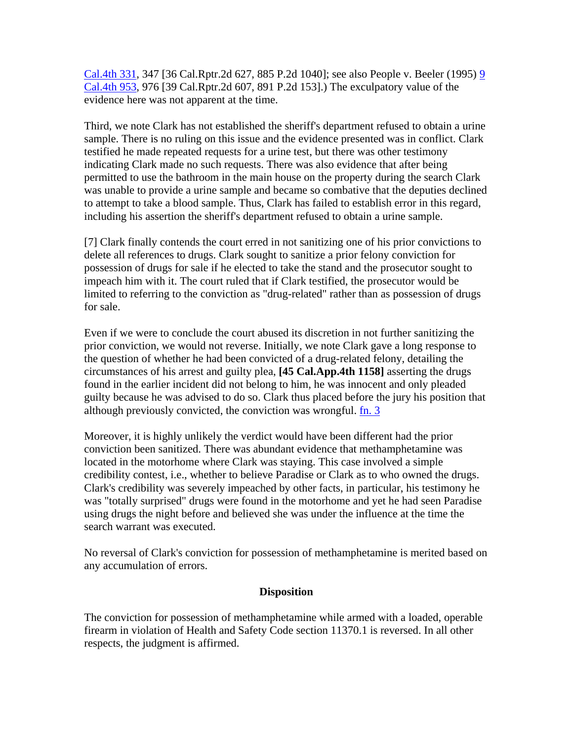Cal.4th 331, 347 [36 Cal.Rptr.2d 627, 885 P.2d 1040]; see also People v. Beeler (1995) 9 Cal.4th 953, 976 [39 Cal.Rptr.2d 607, 891 P.2d 153].) The exculpatory value of the evidence here was not apparent at the time.

Third, we note Clark has not established the sheriff's department refused to obtain a urine sample. There is no ruling on this issue and the evidence presented was in conflict. Clark testified he made repeated requests for a urine test, but there was other testimony indicating Clark made no such requests. There was also evidence that after being permitted to use the bathroom in the main house on the property during the search Clark was unable to provide a urine sample and became so combative that the deputies declined to attempt to take a blood sample. Thus, Clark has failed to establish error in this regard, including his assertion the sheriff's department refused to obtain a urine sample.

[7] Clark finally contends the court erred in not sanitizing one of his prior convictions to delete all references to drugs. Clark sought to sanitize a prior felony conviction for possession of drugs for sale if he elected to take the stand and the prosecutor sought to impeach him with it. The court ruled that if Clark testified, the prosecutor would be limited to referring to the conviction as "drug-related" rather than as possession of drugs for sale.

Even if we were to conclude the court abused its discretion in not further sanitizing the prior conviction, we would not reverse. Initially, we note Clark gave a long response to the question of whether he had been convicted of a drug-related felony, detailing the circumstances of his arrest and guilty plea, **[45 Cal.App.4th 1158]** asserting the drugs found in the earlier incident did not belong to him, he was innocent and only pleaded guilty because he was advised to do so. Clark thus placed before the jury his position that although previously convicted, the conviction was wrongful. fn. 3

Moreover, it is highly unlikely the verdict would have been different had the prior conviction been sanitized. There was abundant evidence that methamphetamine was located in the motorhome where Clark was staying. This case involved a simple credibility contest, i.e., whether to believe Paradise or Clark as to who owned the drugs. Clark's credibility was severely impeached by other facts, in particular, his testimony he was "totally surprised" drugs were found in the motorhome and yet he had seen Paradise using drugs the night before and believed she was under the influence at the time the search warrant was executed.

No reversal of Clark's conviction for possession of methamphetamine is merited based on any accumulation of errors.

## Disposition

The conviction for possession of methamphetamine while armed with a loaded, operable firearm in violation of Health and Safety Code section 11370.1 is reversed. In all other respects, the judgment is affirmed.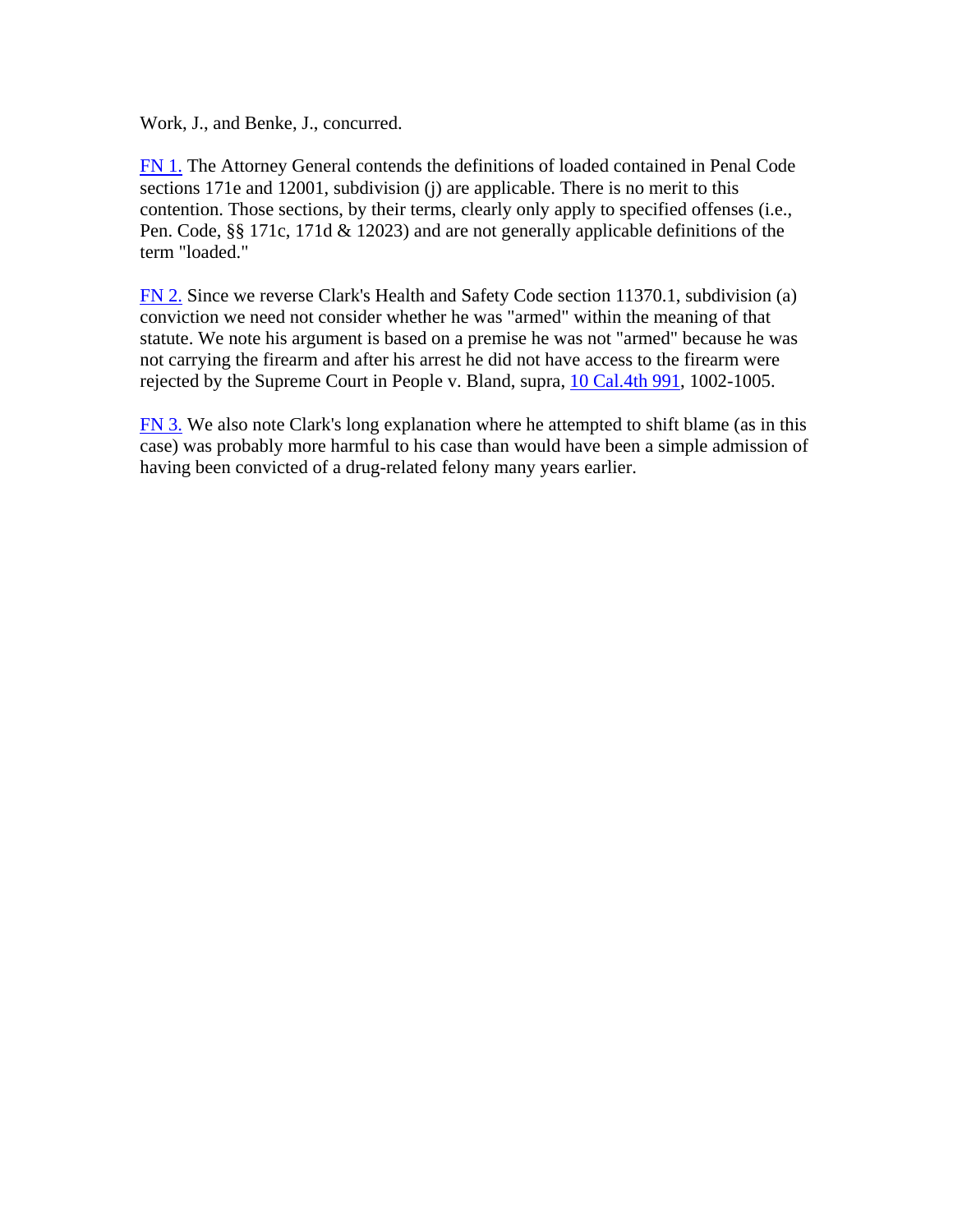Work, J., and Benke, J., concurred.

FN 1. The Attorney General contends the definitions of loaded contained in Penal Code sections 171e and 12001, subdivision (j) are applicable. There is no merit to this contention. Those sections, by their terms, clearly only apply to specified offenses (i.e., Pen. Code, §§ 171c, 171d & 12023) and are not generally applicable definitions of the term "loaded."

FN 2. Since we reverse Clark's Health and Safety Code section 11370.1, subdivision (a) conviction we need not consider whether he was "armed" within the meaning of that statute. We note his argument is based on a premise he was not "armed" because he was not carrying the firearm and after his arrest he did not have access to the firearm were rejected by the Supreme Court in People v. Bland, supra, 10 Cal.4th 991, 1002-1005.

FN 3. We also note Clark's long explanation where he attempted to shift blame (as in this case) was probably more harmful to his case than would have been a simple admission of having been convicted of a drug-related felony many years earlier.